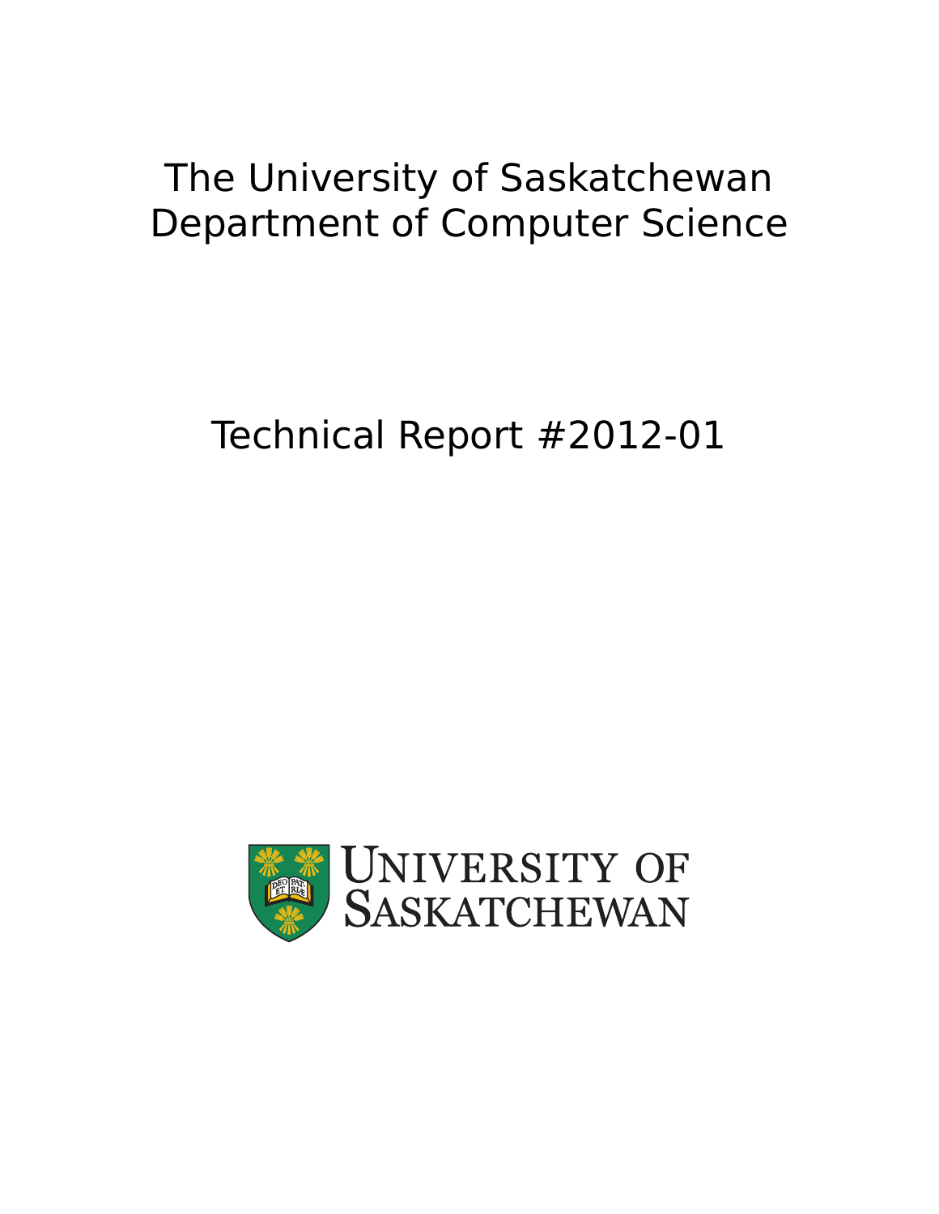# The University of Saskatchewan
# Department of Computer Science

## Technical Report #2012-01

UNIVERSITY OF SASKATCHEWAN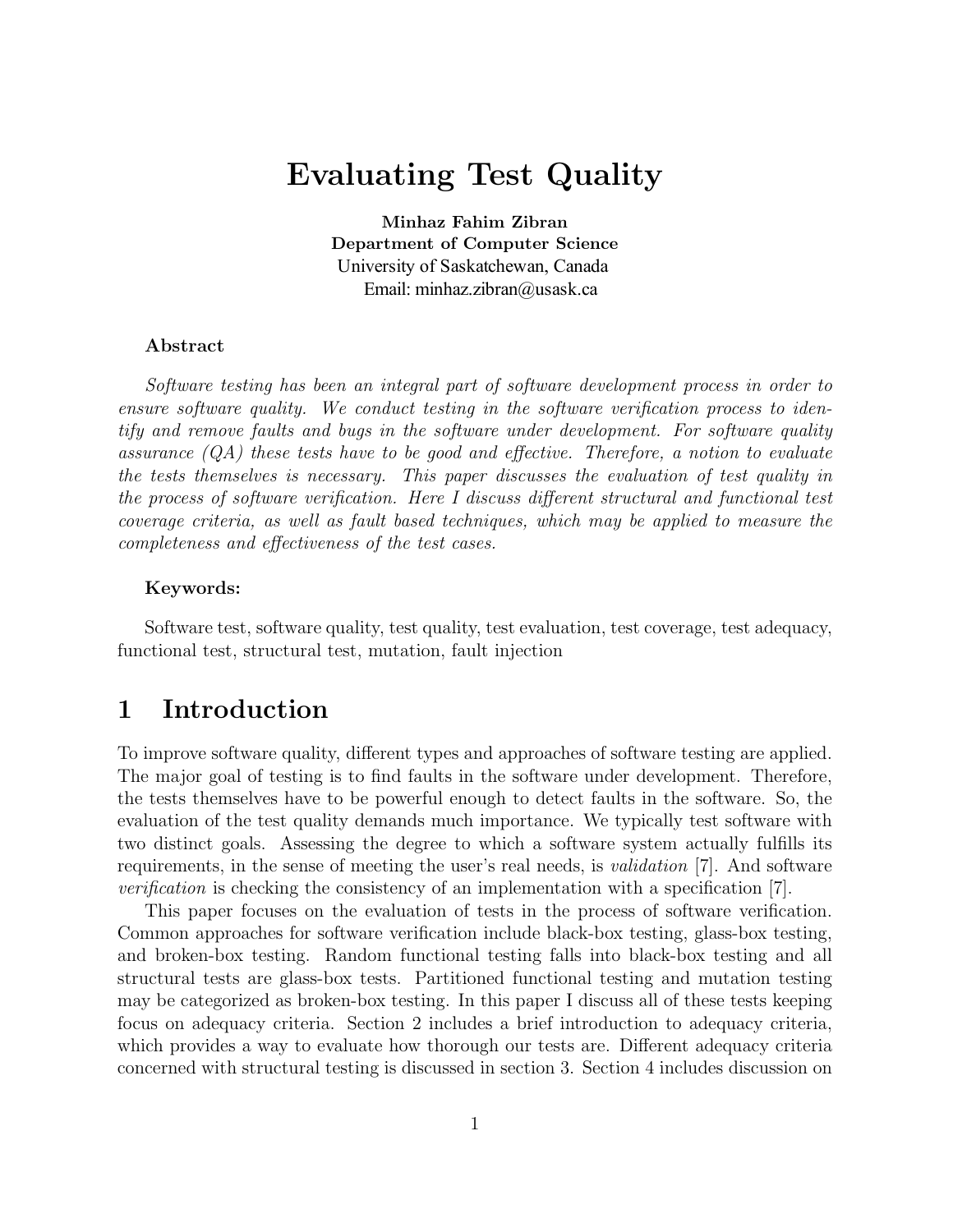# Evaluating Test Quality

**Minhaz Fahim Zibran**
**Department of Computer Science**
University of Saskatchewan, Canada
Email: minhaz.zibran@usask.ca

### Abstract

*Software testing has been an integral part of software development process in order to ensure software quality. We conduct testing in the software verification process to identify and remove faults and bugs in the software under development. For software quality assurance (QA) these tests have to be good and effective. Therefore, a notion to evaluate the tests themselves is necessary. This paper discusses the evaluation of test quality in the process of software verification. Here I discuss different structural and functional test coverage criteria, as well as fault based techniques, which may be applied to measure the completeness and effectiveness of the test cases.*

### Keywords:

Software test, software quality, test quality, test evaluation, test coverage, test adequacy, functional test, structural test, mutation, fault injection

## 1 Introduction

To improve software quality, different types and approaches of software testing are applied. The major goal of testing is to find faults in the software under development. Therefore, the tests themselves have to be powerful enough to detect faults in the software. So, the evaluation of the test quality demands much importance. We typically test software with two distinct goals. Assessing the degree to which a software system actually fulfills its requirements, in the sense of meeting the user's real needs, is *validation* [7]. And software *verification* is checking the consistency of an implementation with a specification [7].

This paper focuses on the evaluation of tests in the process of software verification. Common approaches for software verification include black-box testing, glass-box testing, and broken-box testing. Random functional testing falls into black-box testing and all structural tests are glass-box tests. Partitioned functional testing and mutation testing may be categorized as broken-box testing. In this paper I discuss all of these tests keeping focus on adequacy criteria. Section 2 includes a brief introduction to adequacy criteria, which provides a way to evaluate how thorough our tests are. Different adequacy criteria concerned with structural testing is discussed in section 3. Section 4 includes discussion on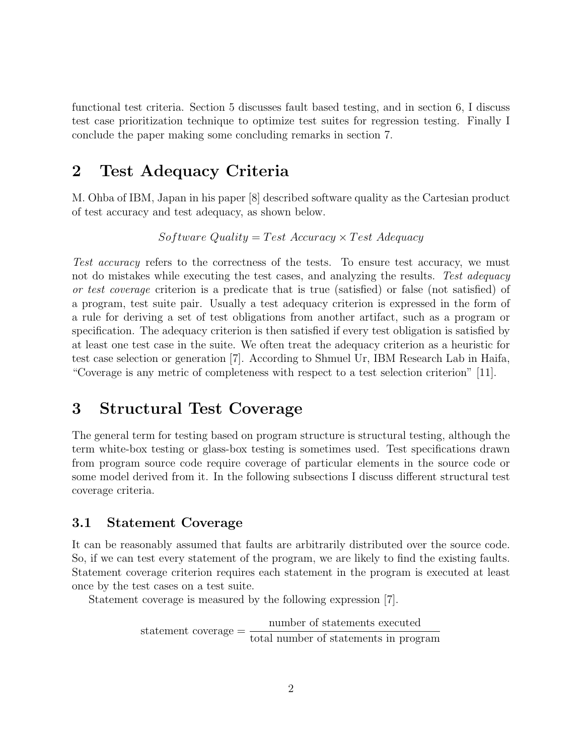functional test criteria. Section 5 discusses fault based testing, and in section 6, I discuss test case prioritization technique to optimize test suites for regression testing. Finally I conclude the paper making some concluding remarks in section 7.

## 2 Test Adequacy Criteria

M. Ohba of IBM, Japan in his paper [8] described software quality as the Cartesian product of test accuracy and test adequacy, as shown below.

$$Software\ Quality = Test\ Accuracy \times Test\ Adequacy$$

*Test accuracy* refers to the correctness of the tests. To ensure test accuracy, we must not do mistakes while executing the test cases, and analyzing the results. *Test adequacy or test coverage* criterion is a predicate that is true (satisfied) or false (not satisfied) of a program, test suite pair. Usually a test adequacy criterion is expressed in the form of a rule for deriving a set of test obligations from another artifact, such as a program or specification. The adequacy criterion is then satisfied if every test obligation is satisfied by at least one test case in the suite. We often treat the adequacy criterion as a heuristic for test case selection or generation [7]. According to Shmuel Ur, IBM Research Lab in Haifa, "Coverage is any metric of completeness with respect to a test selection criterion" [11].

## 3 Structural Test Coverage

The general term for testing based on program structure is structural testing, although the term white-box testing or glass-box testing is sometimes used. Test specifications drawn from program source code require coverage of particular elements in the source code or some model derived from it. In the following subsections I discuss different structural test coverage criteria.

### 3.1 Statement Coverage

It can be reasonably assumed that faults are arbitrarily distributed over the source code. So, if we can test every statement of the program, we are likely to find the existing faults. Statement coverage criterion requires each statement in the program is executed at least once by the test cases on a test suite.

Statement coverage is measured by the following expression [7].

$$\text{statement coverage} = \frac{\text{number of statements executed}}{\text{total number of statements in program}}$$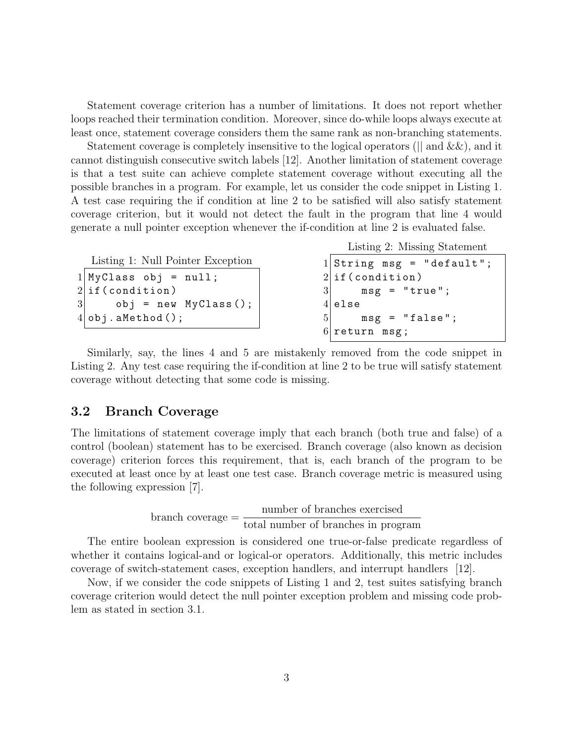Statement coverage criterion has a number of limitations. It does not report whether loops reached their termination condition. Moreover, since do-while loops always execute at least once, statement coverage considers them the same rank as non-branching statements.

Statement coverage is completely insensitive to the logical operators (|| and &&), and it cannot distinguish consecutive switch labels [12]. Another limitation of statement coverage is that a test suite can achieve complete statement coverage without executing all the possible branches in a program. For example, let us consider the code snippet in Listing 1. A test case requiring the if condition at line 2 to be satisfied will also satisfy statement coverage criterion, but it would not detect the fault in the program that line 4 would generate a null pointer exception whenever the if-condition at line 2 is evaluated false.

Listing 1: Null Pointer Exception

```
1 MyClass obj = null;
2 if(condition)
3     obj = new MyClass();
4 obj.aMethod();
```

Listing 2: Missing Statement

```
1 String msg = "default";
2 if(condition)
3     msg = "true";
4 else
5     msg = "false";
6 return msg;
```

Similarly, say, the lines 4 and 5 are mistakenly removed from the code snippet in Listing 2. Any test case requiring the if-condition at line 2 to be true will satisfy statement coverage without detecting that some code is missing.

## 3.2 Branch Coverage

The limitations of statement coverage imply that each branch (both true and false) of a control (boolean) statement has to be exercised. Branch coverage (also known as decision coverage) criterion forces this requirement, that is, each branch of the program to be executed at least once by at least one test case. Branch coverage metric is measured using the following expression [7].

$$\text{branch coverage} = \frac{\text{number of branches exercised}}{\text{total number of branches in program}}$$

The entire boolean expression is considered one true-or-false predicate regardless of whether it contains logical-and or logical-or operators. Additionally, this metric includes coverage of switch-statement cases, exception handlers, and interrupt handlers [12].

Now, if we consider the code snippets of Listing 1 and 2, test suites satisfying branch coverage criterion would detect the null pointer exception problem and missing code problem as stated in section 3.1.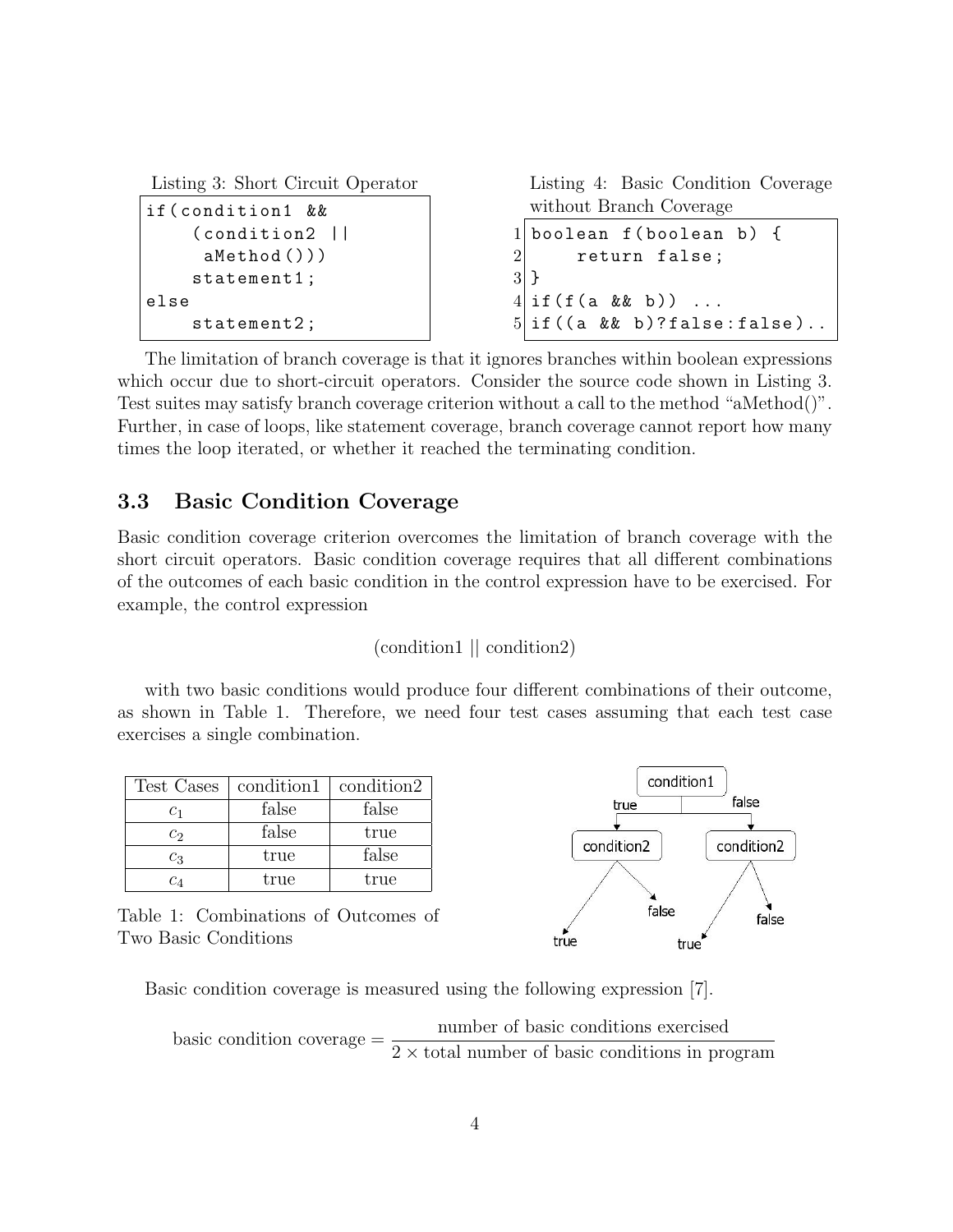Listing 3: Short Circuit Operator

```
if(condition1 &&
    (condition2 ||
     aMethod()))
    statement1;
else
    statement2;
```

Listing 4: Basic Condition Coverage without Branch Coverage

```
1 boolean f(boolean b) {
2     return false;
3 }
4 if(f(a && b)) ...
5 if((a && b)?false:false)..
```

The limitation of branch coverage is that it ignores branches within boolean expressions which occur due to short-circuit operators. Consider the source code shown in Listing 3. Test suites may satisfy branch coverage criterion without a call to the method "aMethod()". Further, in case of loops, like statement coverage, branch coverage cannot report how many times the loop iterated, or whether it reached the terminating condition.

## 3.3 Basic Condition Coverage

Basic condition coverage criterion overcomes the limitation of branch coverage with the short circuit operators. Basic condition coverage requires that all different combinations of the outcomes of each basic condition in the control expression have to be exercised. For example, the control expression

$$(\text{condition1} \mid\mid \text{condition2})$$

with two basic conditions would produce four different combinations of their outcome, as shown in Table 1. Therefore, we need four test cases assuming that each test case exercises a single combination.

| Test Cases | condition1 | condition2 |
|---|---|---|
| $c_1$ | false | false |
| $c_2$ | false | true |
| $c_3$ | true | false |
| $c_4$ | true | true |

Table 1: Combinations of Outcomes of Two Basic Conditions

Basic condition coverage is measured using the following expression [7].

$$\text{basic condition coverage} = \frac{\text{number of basic conditions exercised}}{2 \times \text{total number of basic conditions in program}}$$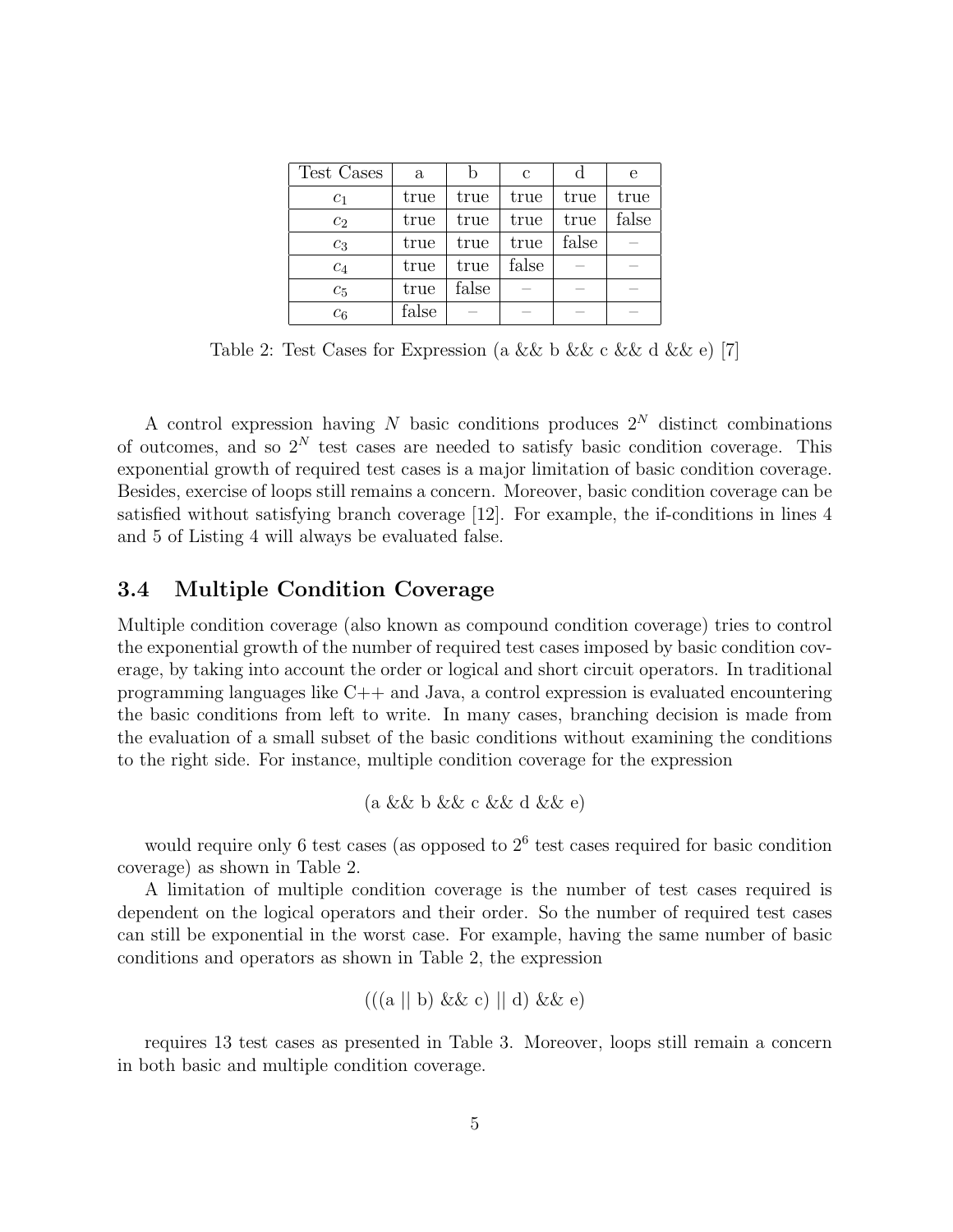| Test Cases | a | b | c | d | e |
| --- | --- | --- | --- | --- | --- |
| $c_1$ | true | true | true | true | true |
| $c_2$ | true | true | true | true | false |
| $c_3$ | true | true | true | false | – |
| $c_4$ | true | true | false | – | – |
| $c_5$ | true | false | – | – | – |
| $c_6$ | false | – | – | – | – |

Table 2: Test Cases for Expression (a && b && c && d && e) [7]

A control expression having $N$ basic conditions produces $2^N$ distinct combinations of outcomes, and so $2^N$ test cases are needed to satisfy basic condition coverage. This exponential growth of required test cases is a major limitation of basic condition coverage. Besides, exercise of loops still remains a concern. Moreover, basic condition coverage can be satisfied without satisfying branch coverage [12]. For example, the if-conditions in lines 4 and 5 of Listing 4 will always be evaluated false.

### 3.4 Multiple Condition Coverage

Multiple condition coverage (also known as compound condition coverage) tries to control the exponential growth of the number of required test cases imposed by basic condition coverage, by taking into account the order or logical and short circuit operators. In traditional programming languages like C++ and Java, a control expression is evaluated encountering the basic conditions from left to write. In many cases, branching decision is made from the evaluation of a small subset of the basic conditions without examining the conditions to the right side. For instance, multiple condition coverage for the expression

(a && b && c && d && e)

would require only 6 test cases (as opposed to $2^6$ test cases required for basic condition coverage) as shown in Table 2.

A limitation of multiple condition coverage is the number of test cases required is dependent on the logical operators and their order. So the number of required test cases can still be exponential in the worst case. For example, having the same number of basic conditions and operators as shown in Table 2, the expression

(((a || b) && c) || d) && e)

requires 13 test cases as presented in Table 3. Moreover, loops still remain a concern in both basic and multiple condition coverage.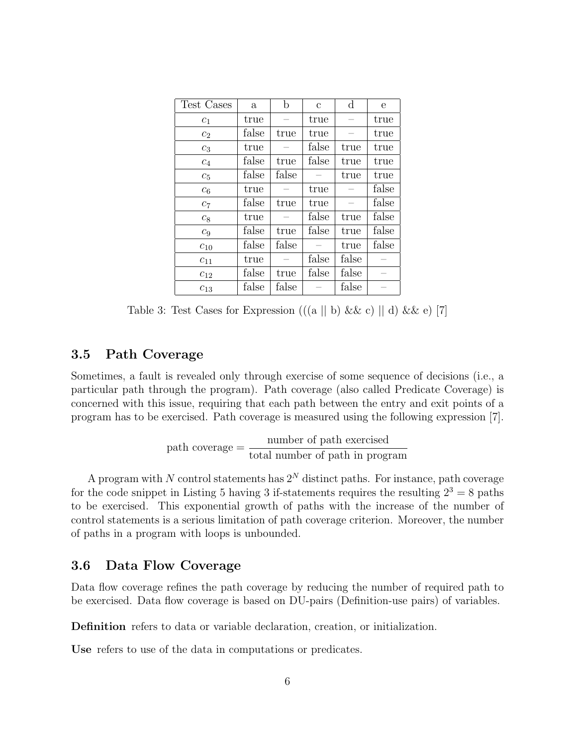| Test Cases | a | b | c | d | e |
| --- | --- | --- | --- | --- | --- |
| $c_1$ | true | – | true | – | true |
| $c_2$ | false | true | true | – | true |
| $c_3$ | true | – | false | true | true |
| $c_4$ | false | true | false | true | true |
| $c_5$ | false | false | – | true | true |
| $c_6$ | true | – | true | – | false |
| $c_7$ | false | true | true | – | false |
| $c_8$ | true | – | false | true | false |
| $c_9$ | false | true | false | true | false |
| $c_{10}$ | false | false | – | true | false |
| $c_{11}$ | true | – | false | false | – |
| $c_{12}$ | false | true | false | false | – |
| $c_{13}$ | false | false | – | false | – |

Table 3: Test Cases for Expression (((a || b) && c) || d) && e) [7]

## 3.5 Path Coverage

Sometimes, a fault is revealed only through exercise of some sequence of decisions (i.e., a particular path through the program). Path coverage (also called Predicate Coverage) is concerned with this issue, requiring that each path between the entry and exit points of a program has to be exercised. Path coverage is measured using the following expression [7].

$$\text{path coverage} = \frac{\text{number of path exercised}}{\text{total number of path in program}}$$

A program with $N$ control statements has $2^N$ distinct paths. For instance, path coverage for the code snippet in Listing 5 having 3 if-statements requires the resulting $2^3 = 8$ paths to be exercised. This exponential growth of paths with the increase of the number of control statements is a serious limitation of path coverage criterion. Moreover, the number of paths in a program with loops is unbounded.

## 3.6 Data Flow Coverage

Data flow coverage refines the path coverage by reducing the number of required path to be exercised. Data flow coverage is based on DU-pairs (Definition-use pairs) of variables.

**Definition** refers to data or variable declaration, creation, or initialization.

**Use** refers to use of the data in computations or predicates.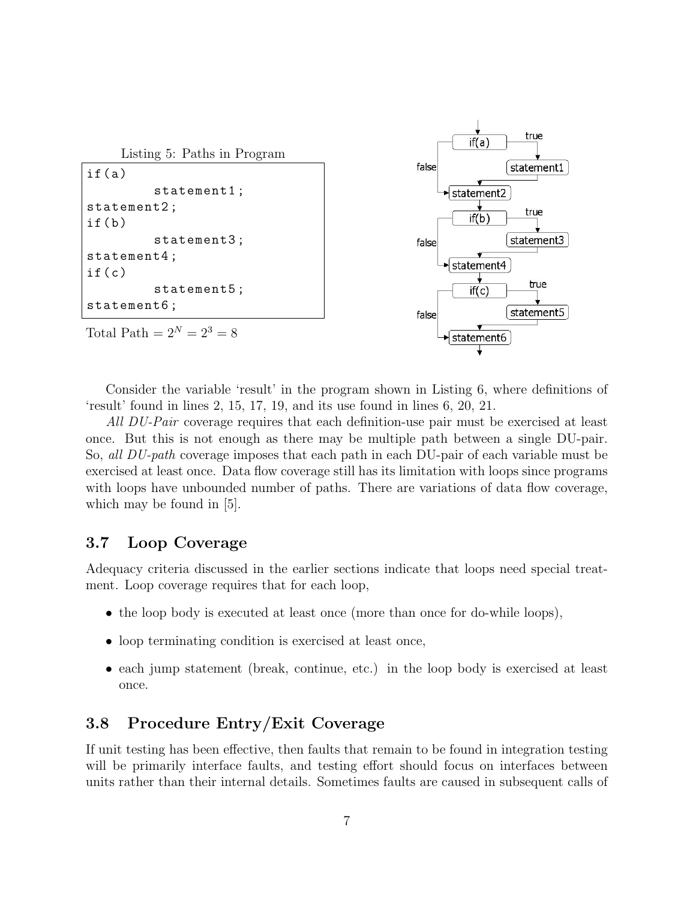Listing 5: Paths in Program

```
if(a)
        statement1;
statement2;
if(b)
        statement3;
statement4;
if(c)
        statement5;
statement6;
```

Total Path $= 2^N = 2^3 = 8$

Consider the variable 'result' in the program shown in Listing 6, where definitions of 'result' found in lines 2, 15, 17, 19, and its use found in lines 6, 20, 21.

*All DU-Pair* coverage requires that each definition-use pair must be exercised at least once. But this is not enough as there may be multiple path between a single DU-pair. So, *all DU-path* coverage imposes that each path in each DU-pair of each variable must be exercised at least once. Data flow coverage still has its limitation with loops since programs with loops have unbounded number of paths. There are variations of data flow coverage, which may be found in [5].

## 3.7 Loop Coverage

Adequacy criteria discussed in the earlier sections indicate that loops need special treatment. Loop coverage requires that for each loop,

- the loop body is executed at least once (more than once for do-while loops),
- loop terminating condition is exercised at least once,
- each jump statement (break, continue, etc.) in the loop body is exercised at least once.

## 3.8 Procedure Entry/Exit Coverage

If unit testing has been effective, then faults that remain to be found in integration testing will be primarily interface faults, and testing effort should focus on interfaces between units rather than their internal details. Sometimes faults are caused in subsequent calls of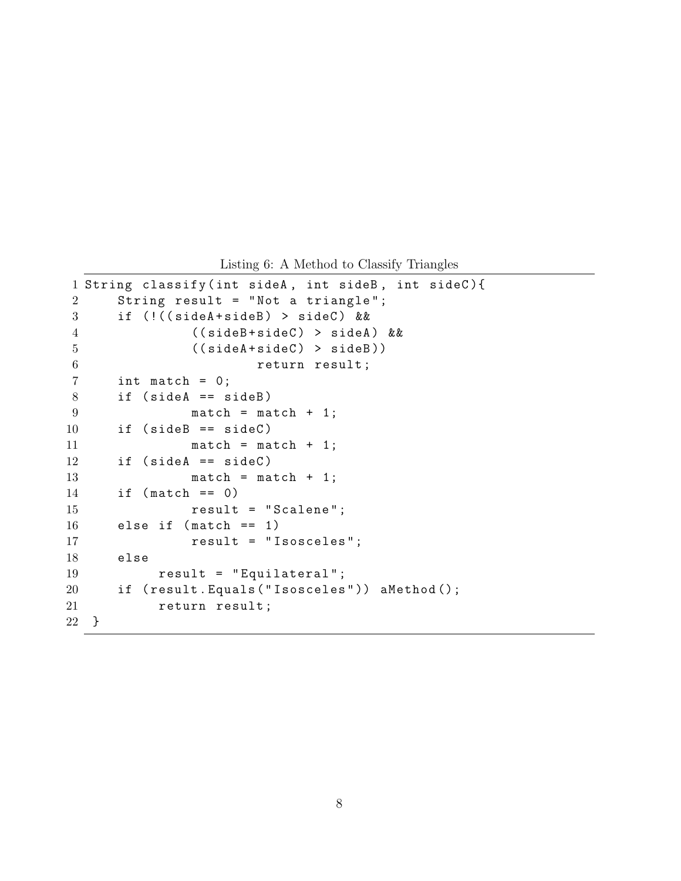Listing 6: A Method to Classify Triangles

```
1 String classify(int sideA, int sideB, int sideC){
2     String result = "Not a triangle";
3     if (!((sideA+sideB) > sideC) &&
4             ((sideB+sideC) > sideA) &&
5             ((sideA+sideC) > sideB))
6                     return result;
7     int match = 0;
8     if (sideA == sideB)
9             match = match + 1;
10    if (sideB == sideC)
11            match = match + 1;
12    if (sideA == sideC)
13            match = match + 1;
14    if (match == 0)
15            result = "Scalene";
16    else if (match == 1)
17            result = "Isosceles";
18    else
19         result = "Equilateral";
20    if (result.Equals("Isosceles")) aMethod();
21         return result;
22 }
```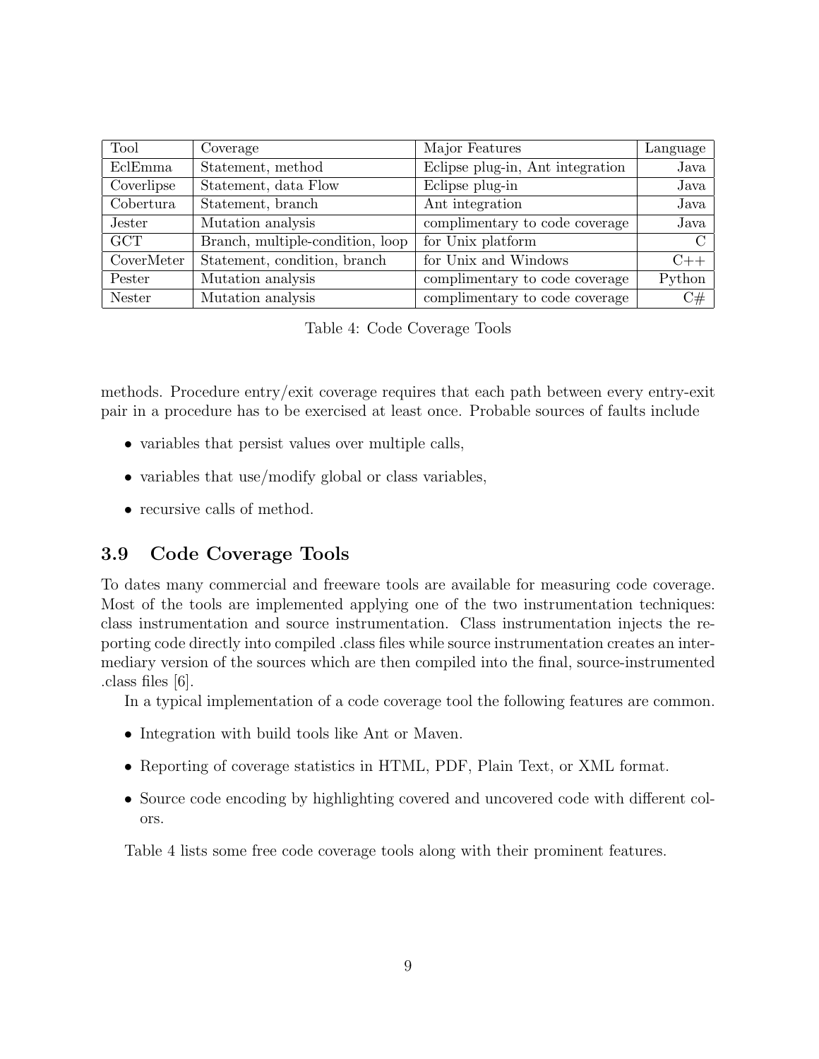| Tool | Coverage | Major Features | Language |
| --- | --- | --- | --- |
| EclEmma | Statement, method | Eclipse plug-in, Ant integration | Java |
| Coverlipse | Statement, data Flow | Eclipse plug-in | Java |
| Cobertura | Statement, branch | Ant integration | Java |
| Jester | Mutation analysis | complimentary to code coverage | Java |
| GCT | Branch, multiple-condition, loop | for Unix platform | C |
| CoverMeter | Statement, condition, branch | for Unix and Windows | C++ |
| Pester | Mutation analysis | complimentary to code coverage | Python |
| Nester | Mutation analysis | complimentary to code coverage | C# |

Table 4: Code Coverage Tools

methods. Procedure entry/exit coverage requires that each path between every entry-exit pair in a procedure has to be exercised at least once. Probable sources of faults include

- variables that persist values over multiple calls,
- variables that use/modify global or class variables,
- recursive calls of method.

### 3.9 Code Coverage Tools

To dates many commercial and freeware tools are available for measuring code coverage. Most of the tools are implemented applying one of the two instrumentation techniques: class instrumentation and source instrumentation. Class instrumentation injects the reporting code directly into compiled .class files while source instrumentation creates an intermediary version of the sources which are then compiled into the final, source-instrumented .class files [6].

In a typical implementation of a code coverage tool the following features are common.

- Integration with build tools like Ant or Maven.
- Reporting of coverage statistics in HTML, PDF, Plain Text, or XML format.
- Source code encoding by highlighting covered and uncovered code with different colors.

Table 4 lists some free code coverage tools along with their prominent features.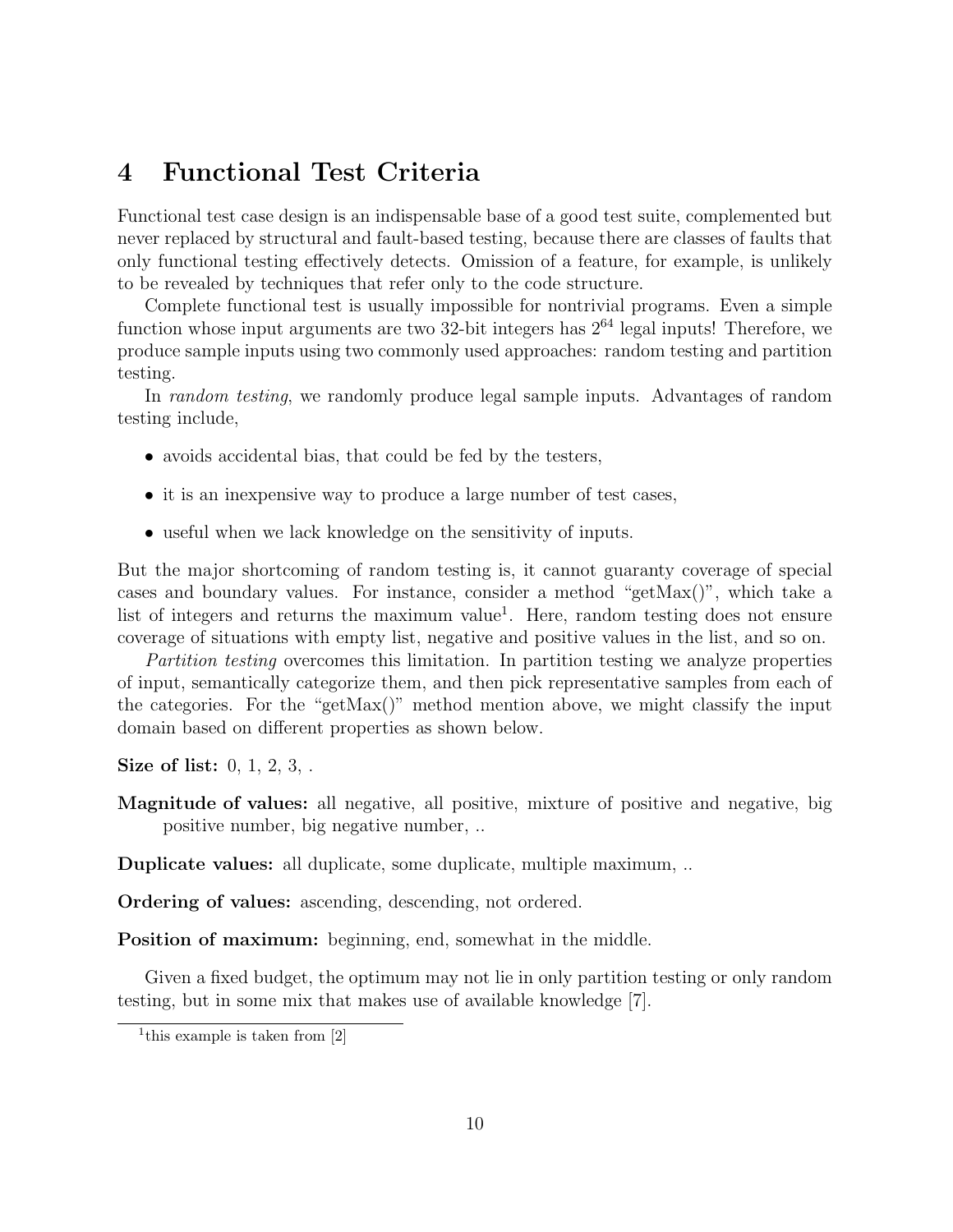# 4 Functional Test Criteria

Functional test case design is an indispensable base of a good test suite, complemented but never replaced by structural and fault-based testing, because there are classes of faults that only functional testing effectively detects. Omission of a feature, for example, is unlikely to be revealed by techniques that refer only to the code structure.

Complete functional test is usually impossible for nontrivial programs. Even a simple function whose input arguments are two 32-bit integers has $2^{64}$ legal inputs! Therefore, we produce sample inputs using two commonly used approaches: random testing and partition testing.

In *random testing*, we randomly produce legal sample inputs. Advantages of random testing include,

- avoids accidental bias, that could be fed by the testers,
- it is an inexpensive way to produce a large number of test cases,
- useful when we lack knowledge on the sensitivity of inputs.

But the major shortcoming of random testing is, it cannot guaranty coverage of special cases and boundary values. For instance, consider a method "getMax()", which take a list of integers and returns the maximum value[1]. Here, random testing does not ensure coverage of situations with empty list, negative and positive values in the list, and so on.

*Partition testing* overcomes this limitation. In partition testing we analyze properties of input, semantically categorize them, and then pick representative samples from each of the categories. For the "getMax()" method mention above, we might classify the input domain based on different properties as shown below.

**Size of list:** 0, 1, 2, 3, .

**Magnitude of values:** all negative, all positive, mixture of positive and negative, big positive number, big negative number, ..

**Duplicate values:** all duplicate, some duplicate, multiple maximum, ..

**Ordering of values:** ascending, descending, not ordered.

**Position of maximum:** beginning, end, somewhat in the middle.

Given a fixed budget, the optimum may not lie in only partition testing or only random testing, but in some mix that makes use of available knowledge [7].

[1] this example is taken from [2]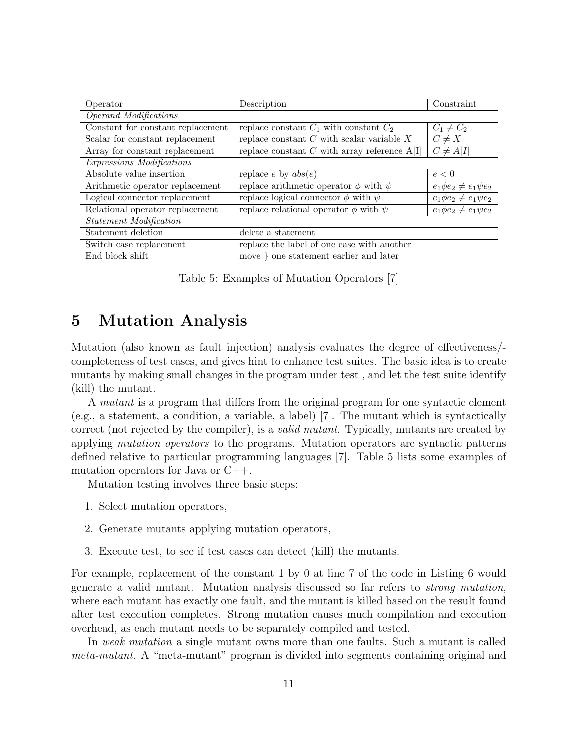| Operator | Description | Constraint |
| --- | --- | --- |
| *Operand Modifications* | | |
| Constant for constant replacement | replace constant $C_1$ with constant $C_2$ | $C_1 \neq C_2$ |
| Scalar for constant replacement | replace constant $C$ with scalar variable $X$ | $C \neq X$ |
| Array for constant replacement | replace constant $C$ with array reference A[I] | $C \neq A[I]$ |
| *Expressions Modifications* | | |
| Absolute value insertion | replace $e$ by $abs(e)$ | $e < 0$ |
| Arithmetic operator replacement | replace arithmetic operator $\phi$ with $\psi$ | $e_1 \phi e_2 \neq e_1 \psi e_2$ |
| Logical connector replacement | replace logical connector $\phi$ with $\psi$ | $e_1 \phi e_2 \neq e_1 \psi e_2$ |
| Relational operator replacement | replace relational operator $\phi$ with $\psi$ | $e_1 \phi e_2 \neq e_1 \psi e_2$ |
| *Statement Modification* | | |
| Statement deletion | delete a statement | |
| Switch case replacement | replace the label of one case with another | |
| End block shift | move } one statement earlier and later | |

Table 5: Examples of Mutation Operators [7]

# 5 Mutation Analysis

Mutation (also known as fault injection) analysis evaluates the degree of effectiveness/-completeness of test cases, and gives hint to enhance test suites. The basic idea is to create mutants by making small changes in the program under test , and let the test suite identify (kill) the mutant.

A *mutant* is a program that differs from the original program for one syntactic element (e.g., a statement, a condition, a variable, a label) [7]. The mutant which is syntactically correct (not rejected by the compiler), is a *valid mutant*. Typically, mutants are created by applying *mutation operators* to the programs. Mutation operators are syntactic patterns defined relative to particular programming languages [7]. Table 5 lists some examples of mutation operators for Java or C++.

Mutation testing involves three basic steps:

1. Select mutation operators,
2. Generate mutants applying mutation operators,
3. Execute test, to see if test cases can detect (kill) the mutants.

For example, replacement of the constant 1 by 0 at line 7 of the code in Listing 6 would generate a valid mutant. Mutation analysis discussed so far refers to *strong mutation*, where each mutant has exactly one fault, and the mutant is killed based on the result found after test execution completes. Strong mutation causes much compilation and execution overhead, as each mutant needs to be separately compiled and tested.

In *weak mutation* a single mutant owns more than one faults. Such a mutant is called *meta-mutant*. A "meta-mutant" program is divided into segments containing original and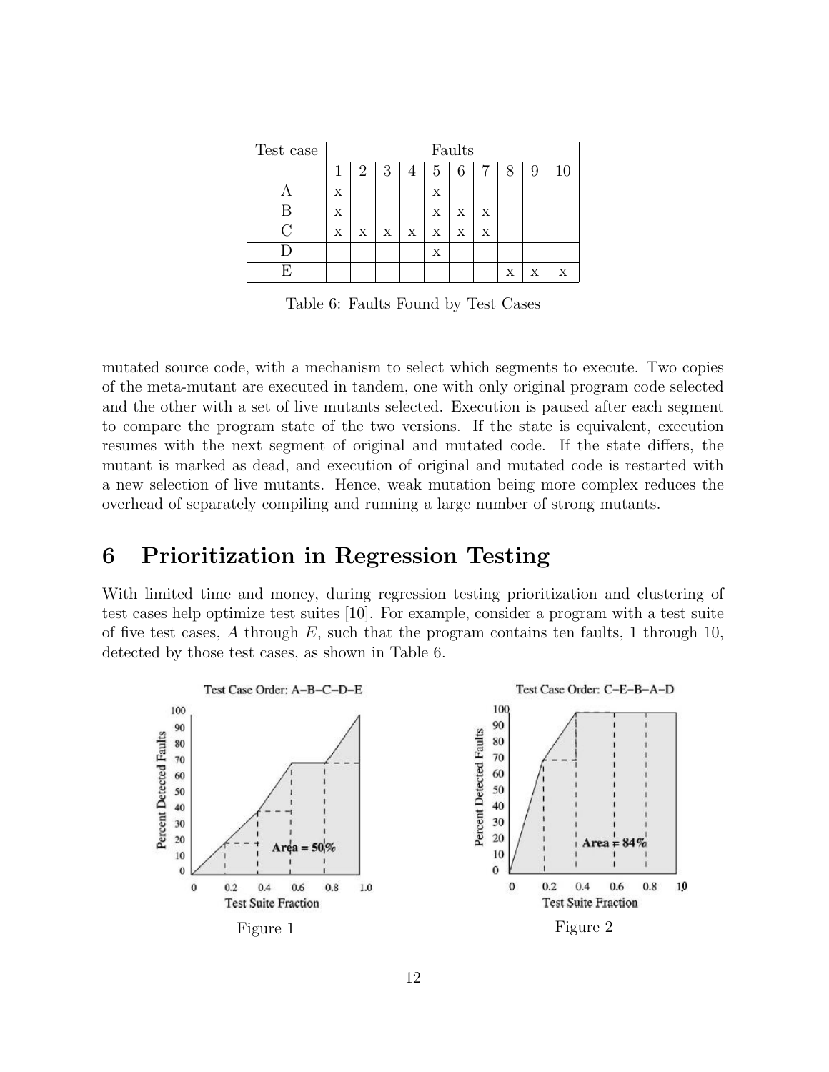| Test case | Faults | | | | | | | | | |
|---|---|---|---|---|---|---|---|---|---|---|
| | 1 | 2 | 3 | 4 | 5 | 6 | 7 | 8 | 9 | 10 |
| A | x | | | | x | | | | | |
| B | x | | | | x | x | x | | | |
| C | x | x | x | x | x | x | x | | | |
| D | | | | | x | | | | | |
| E | | | | | | | | x | x | x |

Table 6: Faults Found by Test Cases

mutated source code, with a mechanism to select which segments to execute. Two copies of the meta-mutant are executed in tandem, one with only original program code selected and the other with a set of live mutants selected. Execution is paused after each segment to compare the program state of the two versions. If the state is equivalent, execution resumes with the next segment of original and mutated code. If the state differs, the mutant is marked as dead, and execution of original and mutated code is restarted with a new selection of live mutants. Hence, weak mutation being more complex reduces the overhead of separately compiling and running a large number of strong mutants.

# 6 Prioritization in Regression Testing

With limited time and money, during regression testing prioritization and clustering of test cases help optimize test suites [10]. For example, consider a program with a test suite of five test cases, $A$ through $E$, such that the program contains ten faults, 1 through 10, detected by those test cases, as shown in Table 6.

Figure 1

Figure 2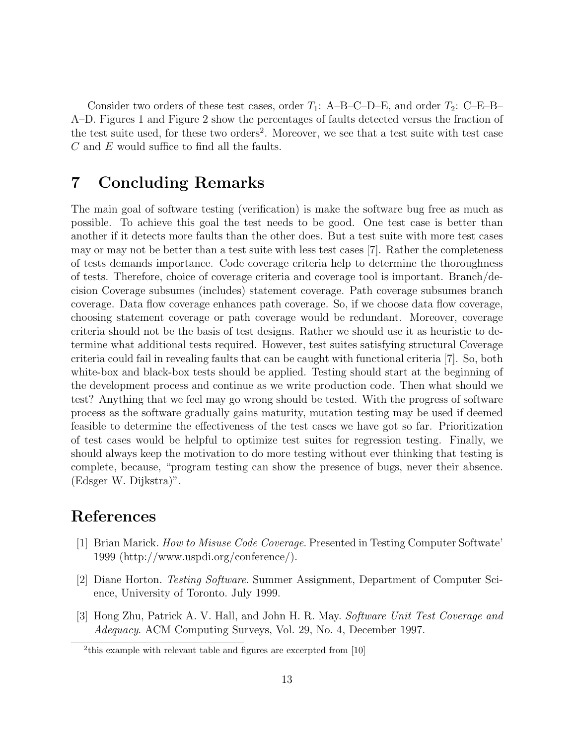Consider two orders of these test cases, order $T_1$: A–B–C–D–E, and order $T_2$: C–E–B–A–D. Figures 1 and Figure 2 show the percentages of faults detected versus the fraction of the test suite used, for these two orders[2]. Moreover, we see that a test suite with test case $C$ and $E$ would suffice to find all the faults.

# 7 Concluding Remarks

The main goal of software testing (verification) is make the software bug free as much as possible. To achieve this goal the test needs to be good. One test case is better than another if it detects more faults than the other does. But a test suite with more test cases may or may not be better than a test suite with less test cases [7]. Rather the completeness of tests demands importance. Code coverage criteria help to determine the thoroughness of tests. Therefore, choice of coverage criteria and coverage tool is important. Branch/decision Coverage subsumes (includes) statement coverage. Path coverage subsumes branch coverage. Data flow coverage enhances path coverage. So, if we choose data flow coverage, choosing statement coverage or path coverage would be redundant. Moreover, coverage criteria should not be the basis of test designs. Rather we should use it as heuristic to determine what additional tests required. However, test suites satisfying structural Coverage criteria could fail in revealing faults that can be caught with functional criteria [7]. So, both white-box and black-box tests should be applied. Testing should start at the beginning of the development process and continue as we write production code. Then what should we test? Anything that we feel may go wrong should be tested. With the progress of software process as the software gradually gains maturity, mutation testing may be used if deemed feasible to determine the effectiveness of the test cases we have got so far. Prioritization of test cases would be helpful to optimize test suites for regression testing. Finally, we should always keep the motivation to do more testing without ever thinking that testing is complete, because, "program testing can show the presence of bugs, never their absence. (Edsger W. Dijkstra)".

# References

[1] Brian Marick. *How to Misuse Code Coverage*. Presented in Testing Computer Softwate' 1999 (http://www.uspdi.org/conference/).

[2] Diane Horton. *Testing Software*. Summer Assignment, Department of Computer Science, University of Toronto. July 1999.

[3] Hong Zhu, Patrick A. V. Hall, and John H. R. May. *Software Unit Test Coverage and Adequacy*. ACM Computing Surveys, Vol. 29, No. 4, December 1997.

[2] this example with relevant table and figures are excerpted from [10]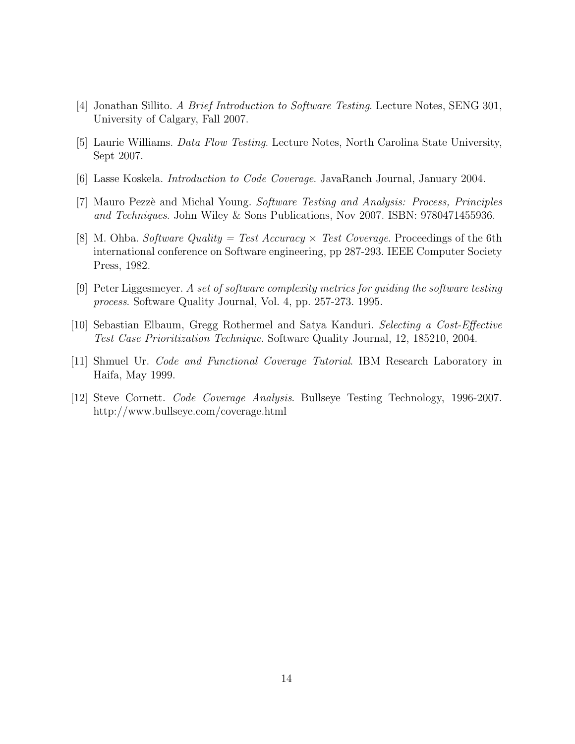[4] Jonathan Sillito. *A Brief Introduction to Software Testing*. Lecture Notes, SENG 301, University of Calgary, Fall 2007.

[5] Laurie Williams. *Data Flow Testing*. Lecture Notes, North Carolina State University, Sept 2007.

[6] Lasse Koskela. *Introduction to Code Coverage*. JavaRanch Journal, January 2004.

[7] Mauro Pezzè and Michal Young. *Software Testing and Analysis: Process, Principles and Techniques*. John Wiley & Sons Publications, Nov 2007. ISBN: 9780471455936.

[8] M. Ohba. *Software Quality = Test Accuracy × Test Coverage*. Proceedings of the 6th international conference on Software engineering, pp 287-293. IEEE Computer Society Press, 1982.

[9] Peter Liggesmeyer. *A set of software complexity metrics for guiding the software testing process*. Software Quality Journal, Vol. 4, pp. 257-273. 1995.

[10] Sebastian Elbaum, Gregg Rothermel and Satya Kanduri. *Selecting a Cost-Effective Test Case Prioritization Technique*. Software Quality Journal, 12, 185210, 2004.

[11] Shmuel Ur. *Code and Functional Coverage Tutorial*. IBM Research Laboratory in Haifa, May 1999.

[12] Steve Cornett. *Code Coverage Analysis*. Bullseye Testing Technology, 1996-2007. http://www.bullseye.com/coverage.html